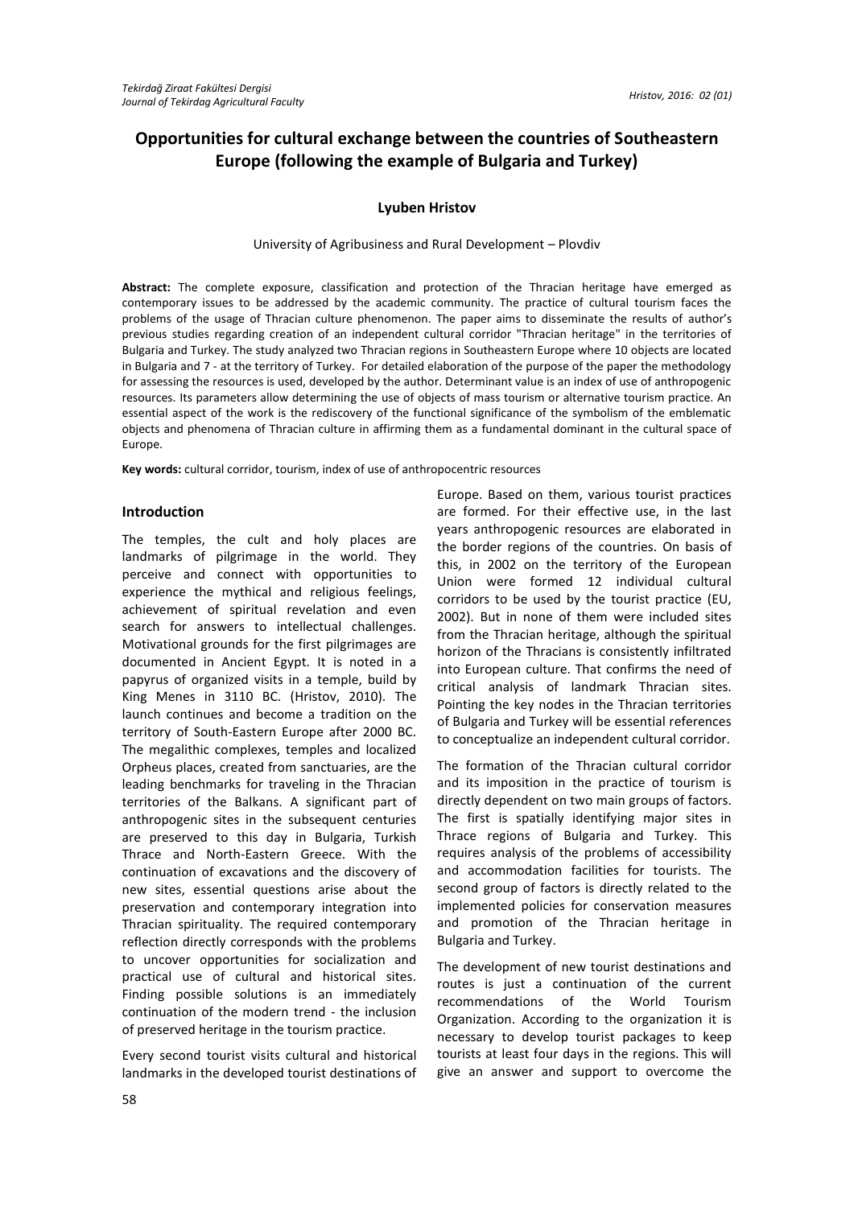# Opportunities for cultural exchange between the countries of Southeastern Europe (following the example of Bulgaria and Turkey)

**Lyuben Hristov**

University of Agribusiness and Rural Development – Plovdiv

**Abstract:** The complete exposure, classification and protection of the Thracian heritage have emerged as contemporary issues to be addressed by the academic community. The practice of cultural tourism faces the problems of the usage of Thracian culture phenomenon. The paper aims to disseminate the results of author's previous studies regarding creation of an independent cultural corridor "Thracian heritage" in the territories of Bulgaria and Turkey. The study analyzed two Thracian regions in Southeastern Europe where 10 objects are located in Bulgaria and 7 - at the territory of Turkey. For detailed elaboration of the purpose of the paper the methodology for assessing the resources is used, developed by the author. Determinant value is an index of use of anthropogenic resources. Its parameters allow determining the use of objects of mass tourism or alternative tourism practice. An essential aspect of the work is the rediscovery of the functional significance of the symbolism of the emblematic objects and phenomena of Thracian culture in affirming them as a fundamental dominant in the cultural space of Europe.

**Key words:** cultural corridor, tourism, index of use of anthropocentric resources

## Introduction

The temples, the cult and holy places are landmarks of pilgrimage in the world. They perceive and connect with opportunities to experience the mythical and religious feelings, achievement of spiritual revelation and even search for answers to intellectual challenges. Motivational grounds for the first pilgrimages are documented in Ancient Egypt. It is noted in a papyrus of organized visits in a temple, build by King Menes in 3110 BC. (Hristov, 2010). The launch continues and become a tradition on the territory of South-Eastern Europe after 2000 BC. The megalithic complexes, temples and localized Orpheus places, created from sanctuaries, are the leading benchmarks for traveling in the Thracian territories of the Balkans. A significant part of anthropogenic sites in the subsequent centuries are preserved to this day in Bulgaria, Turkish Thrace and North-Eastern Greece. With the continuation of excavations and the discovery of new sites, essential questions arise about the preservation and contemporary integration into Thracian spirituality. The required contemporary reflection directly corresponds with the problems to uncover opportunities for socialization and practical use of cultural and historical sites. Finding possible solutions is an immediately continuation of the modern trend - the inclusion of preserved heritage in the tourism practice.

Every second tourist visits cultural and historical landmarks in the developed tourist destinations of Europe. Based on them, various tourist practices are formed. For their effective use, in the last years anthropogenic resources are elaborated in the border regions of the countries. On basis of this, in 2002 on the territory of the European Union were formed 12 individual cultural corridors to be used by the tourist practice (EU, 2002). But in none of them were included sites from the Thracian heritage, although the spiritual horizon of the Thracians is consistently infiltrated into European culture. That confirms the need of critical analysis of landmark Thracian sites. Pointing the key nodes in the Thracian territories of Bulgaria and Turkey will be essential references to conceptualize an independent cultural corridor.

The formation of the Thracian cultural corridor and its imposition in the practice of tourism is directly dependent on two main groups of factors. The first is spatially identifying major sites in Thrace regions of Bulgaria and Turkey. This requires analysis of the problems of accessibility and accommodation facilities for tourists. The second group of factors is directly related to the implemented policies for conservation measures and promotion of the Thracian heritage in Bulgaria and Turkey.

The development of new tourist destinations and routes is just a continuation of the current recommendations of the World Tourism Organization. According to the organization it is necessary to develop tourist packages to keep tourists at least four days in the regions. This will give an answer and support to overcome the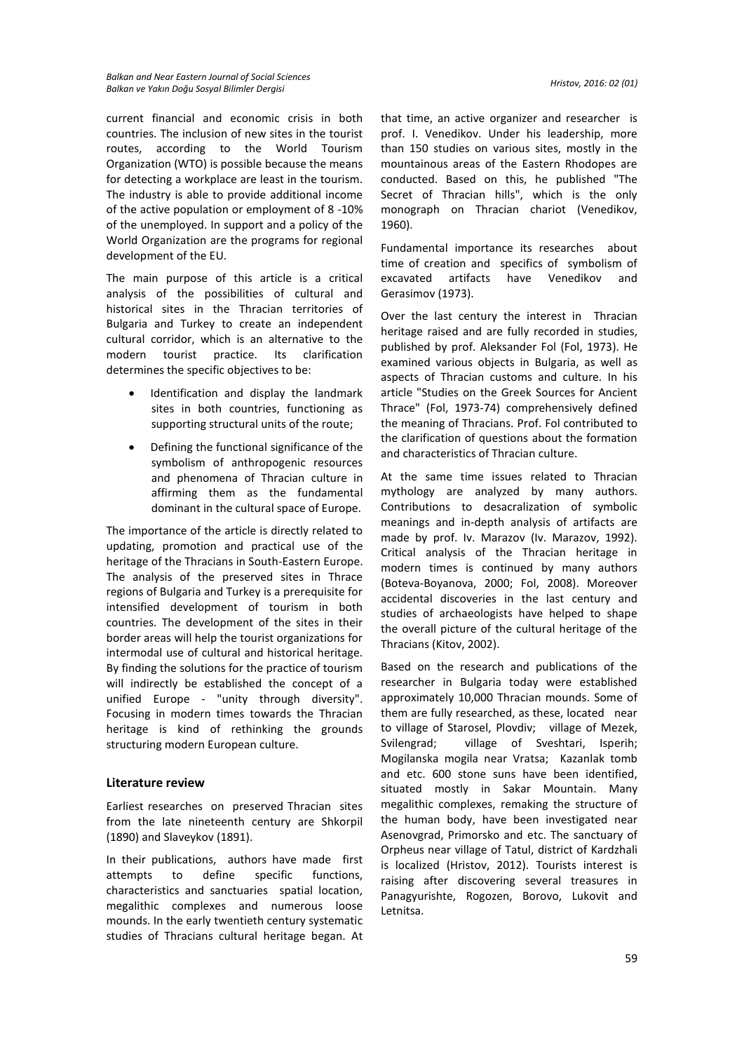current financial and economic crisis in both countries. The inclusion of new sites in the tourist routes, according to the World Tourism Organization (WTO) is possible because the means for detecting a workplace are least in the tourism. The industry is able to provide additional income of the active population or employment of 8 -10% of the unemployed. In support and a policy of the World Organization are the programs for regional development of the EU.

The main purpose of this article is a critical analysis of the possibilities of cultural and historical sites in the Thracian territories of Bulgaria and Turkey to create an independent cultural corridor, which is an alternative to the modern tourist practice. Its clarification determines the specific objectives to be:

- Identification and display the landmark sites in both countries, functioning as supporting structural units of the route;
- Defining the functional significance of the symbolism of anthropogenic resources and phenomena of Thracian culture in affirming them as the fundamental dominant in the cultural space of Europe.

The importance of the article is directly related to updating, promotion and practical use of the heritage of the Thracians in South-Eastern Europe. The analysis of the preserved sites in Thrace regions of Bulgaria and Turkey is a prerequisite for intensified development of tourism in both countries. The development of the sites in their border areas will help the tourist organizations for intermodal use of cultural and historical heritage. By finding the solutions for the practice of tourism will indirectly be established the concept of a unified Europe - "unity through diversity". Focusing in modern times towards the Thracian heritage is kind of rethinking the grounds structuring modern European culture.

## Literature review

Earliest researches on preserved Thracian sites from the late nineteenth century are Shkorpil (1890) and Slaveykov (1891).

In their publications, authors have made first attempts to define specific functions, characteristics and sanctuaries spatial location, megalithic complexes and numerous loose mounds. In the early twentieth century systematic studies of Thracians cultural heritage began. At that time, an active organizer and researcher is prof. I. Venedikov. Under his leadership, more than 150 studies on various sites, mostly in the mountainous areas of the Eastern Rhodopes are conducted. Based on this, he published "The Secret of Thracian hills", which is the only monograph on Thracian chariot (Venedikov, 1960).

Fundamental importance its researches about time of creation and specifics of symbolism of excavated artifacts have Venedikov and Gerasimov (1973).

Over the last century the interest in Thracian heritage raised and are fully recorded in studies, published by prof. Aleksander Fol (Fol, 1973). He examined various objects in Bulgaria, as well as aspects of Thracian customs and culture. In his article "Studies on the Greek Sources for Ancient Thrace" (Fol, 1973-74) comprehensively defined the meaning of Thracians. Prof. Fol contributed to the clarification of questions about the formation and characteristics of Thracian culture.

At the same time issues related to Thracian mythology are analyzed by many authors. Contributions to desacralization of symbolic meanings and in-depth analysis of artifacts are made by prof. Iv. Marazov (Iv. Marazov, 1992). Critical analysis of the Thracian heritage in modern times is continued by many authors (Boteva-Boyanova, 2000; Fol, 2008). Moreover accidental discoveries in the last century and studies of archaeologists have helped to shape the overall picture of the cultural heritage of the Thracians (Kitov, 2002).

Based on the research and publications of the researcher in Bulgaria today were established approximately 10,000 Thracian mounds. Some of them are fully researched, as these, located near to village of Starosel, Plovdiv; village of Mezek, Svilengrad; village of Sveshtari, Isperih; Mogilanska mogila near Vratsa; Kazanlak tomb and etc. 600 stone suns have been identified, situated mostly in Sakar Mountain. Many megalithic complexes, remaking the structure of the human body, have been investigated near Asenovgrad, Primorsko and etc. The sanctuary of Orpheus near village of Tatul, district of Kardzhali is localized (Hristov, 2012). Tourists interest is raising after discovering several treasures in Panagyurishte, Rogozen, Borovo, Lukovit and Letnitsa.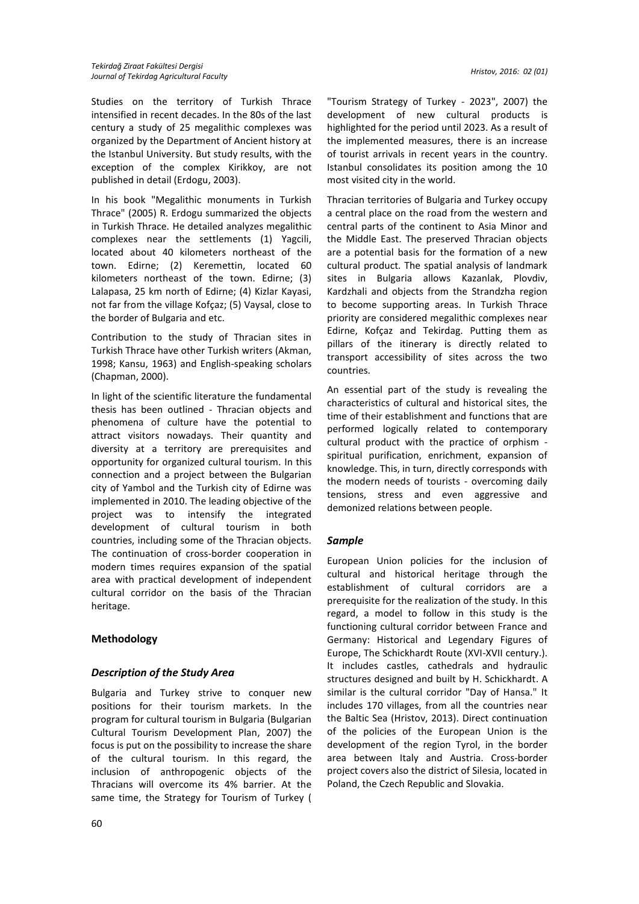Studies on the territory of Turkish Thrace intensified in recent decades. In the 80s of the last century a study of 25 megalithic complexes was organized by the Department of Ancient history at the Istanbul University. But study results, with the exception of the complex Kirikkoy, are not published in detail (Erdogu, 2003).

In his book "Megalithic monuments in Turkish Thrace" (2005) R. Erdogu summarized the objects in Turkish Thrace. He detailed analyzes megalithic complexes near the settlements (1) Yagcili, located about 40 kilometers northeast of the town. Edirne; (2) Keremettin, located 60 kilometers northeast of the town. Edirne; (3) Lalapasa, 25 km north of Edirne; (4) Kizlar Kayasi, not far from the village Kofçaz; (5) Vaysal, close to the border of Bulgaria and etc.

Contribution to the study of Thracian sites in Turkish Thrace have other Turkish writers (Akman, 1998; Kansu, 1963) and English-speaking scholars (Chapman, 2000).

In light of the scientific literature the fundamental thesis has been outlined - Thracian objects and phenomena of culture have the potential to attract visitors nowadays. Their quantity and diversity at a territory are prerequisites and opportunity for organized cultural tourism. In this connection and a project between the Bulgarian city of Yambol and the Turkish city of Edirne was implemented in 2010. The leading objective of the project was to intensify the integrated development of cultural tourism in both countries, including some of the Thracian objects. The continuation of cross-border cooperation in modern times requires expansion of the spatial area with practical development of independent cultural corridor on the basis of the Thracian heritage.

## Methodology

### *Description of the Study Area*

Bulgaria and Turkey strive to conquer new positions for their tourism markets. In the program for cultural tourism in Bulgaria (Bulgarian Cultural Tourism Development Plan, 2007) the focus is put on the possibility to increase the share of the cultural tourism. In this regard, the inclusion of anthropogenic objects of the Thracians will overcome its 4% barrier. At the same time, the Strategy for Tourism of Turkey ( "Tourism Strategy of Turkey - 2023", 2007) the development of new cultural products is highlighted for the period until 2023. As a result of the implemented measures, there is an increase of tourist arrivals in recent years in the country. Istanbul consolidates its position among the 10 most visited city in the world.

Thracian territories of Bulgaria and Turkey occupy a central place on the road from the western and central parts of the continent to Asia Minor and the Middle East. The preserved Thracian objects are a potential basis for the formation of a new cultural product. The spatial analysis of landmark sites in Bulgaria allows Kazanlak, Plovdiv, Kardzhali and objects from the Strandzha region to become supporting areas. In Turkish Thrace priority are considered megalithic complexes near Edirne, Kofçaz and Tekirdag. Putting them as pillars of the itinerary is directly related to transport accessibility of sites across the two countries.

An essential part of the study is revealing the characteristics of cultural and historical sites, the time of their establishment and functions that are performed logically related to contemporary cultural product with the practice of orphism - spiritual purification, enrichment, expansion of knowledge. This, in turn, directly corresponds with the modern needs of tourists - overcoming daily tensions, stress and even aggressive and demonized relations between people.

### *Sample*

European Union policies for the inclusion of cultural and historical heritage through the establishment of cultural corridors are a prerequisite for the realization of the study. In this regard, a model to follow in this study is the functioning cultural corridor between France and Germany: Historical and Legendary Figures of Europe, The Schickhardt Route (XVI-XVII century.). It includes castles, cathedrals and hydraulic structures designed and built by H. Schickhardt. A similar is the cultural corridor "Day of Hansa." It includes 170 villages, from all the countries near the Baltic Sea (Hristov, 2013). Direct continuation of the policies of the European Union is the development of the region Tyrol, in the border area between Italy and Austria. Cross-border project covers also the district of Silesia, located in Poland, the Czech Republic and Slovakia.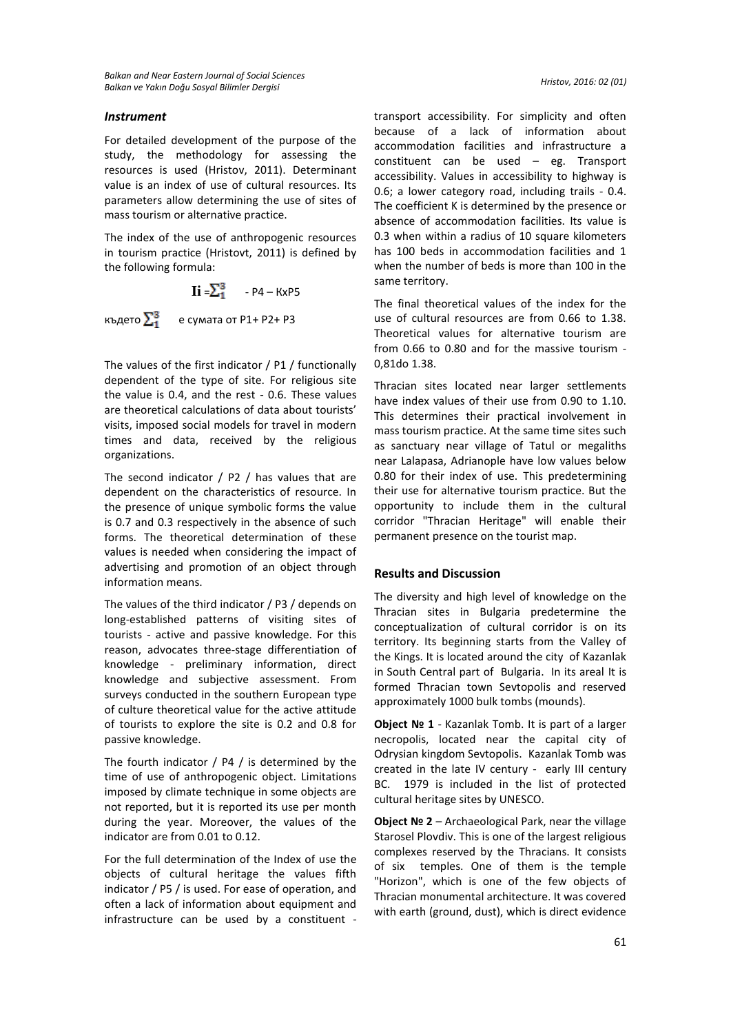### *Instrument*

For detailed development of the purpose of the study, the methodology for assessing the resources is used (Hristov, 2011). Determinant value is an index of use of cultural resources. Its parameters allow determining the use of sites of mass tourism or alternative practice.

The index of the use of anthropogenic resources in tourism practice (Hristovt, 2011) is defined by the following formula:

$$\mathbf{Ii} = \sum_{1}^{3} - P4 - KxP5$$

където $\sum_{1}^{3}$ е сумата от P1+ P2+ P3

The values of the first indicator / P1 / functionally dependent of the type of site. For religious site the value is 0.4, and the rest - 0.6. These values are theoretical calculations of data about tourists' visits, imposed social models for travel in modern times and data, received by the religious organizations.

The second indicator / P2 / has values that are dependent on the characteristics of resource. In the presence of unique symbolic forms the value is 0.7 and 0.3 respectively in the absence of such forms. The theoretical determination of these values is needed when considering the impact of advertising and promotion of an object through information means.

The values of the third indicator / P3 / depends on long-established patterns of visiting sites of tourists - active and passive knowledge. For this reason, advocates three-stage differentiation of knowledge - preliminary information, direct knowledge and subjective assessment. From surveys conducted in the southern European type of culture theoretical value for the active attitude of tourists to explore the site is 0.2 and 0.8 for passive knowledge.

The fourth indicator / P4 / is determined by the time of use of anthropogenic object. Limitations imposed by climate technique in some objects are not reported, but it is reported its use per month during the year. Moreover, the values of the indicator are from 0.01 to 0.12.

For the full determination of the Index of use the objects of cultural heritage the values fifth indicator / P5 / is used. For ease of operation, and often a lack of information about equipment and infrastructure can be used by a constituent - transport accessibility. For simplicity and often because of a lack of information about accommodation facilities and infrastructure a constituent can be used – eg. Transport accessibility. Values in accessibility to highway is 0.6; a lower category road, including trails - 0.4. The coefficient K is determined by the presence or absence of accommodation facilities. Its value is 0.3 when within a radius of 10 square kilometers has 100 beds in accommodation facilities and 1 when the number of beds is more than 100 in the same territory.

The final theoretical values of the index for the use of cultural resources are from 0.66 to 1.38. Theoretical values for alternative tourism are from 0.66 to 0.80 and for the massive tourism - 0,81do 1.38.

Thracian sites located near larger settlements have index values of their use from 0.90 to 1.10. This determines their practical involvement in mass tourism practice. At the same time sites such as sanctuary near village of Tatul or megaliths near Lalapasa, Adrianople have low values below 0.80 for their index of use. This predetermining their use for alternative tourism practice. But the opportunity to include them in the cultural corridor "Thracian Heritage" will enable their permanent presence on the tourist map.

## Results and Discussion

The diversity and high level of knowledge on the Thracian sites in Bulgaria predetermine the conceptualization of cultural corridor is on its territory. Its beginning starts from the Valley of the Kings. It is located around the city of Kazanlak in South Central part of Bulgaria. In its areal It is formed Thracian town Sevtopolis and reserved approximately 1000 bulk tombs (mounds).

**Object № 1** - Kazanlak Tomb. It is part of a larger necropolis, located near the capital city of Odrysian kingdom Sevtopolis. Kazanlak Tomb was created in the late IV century - early III century BC. 1979 is included in the list of protected cultural heritage sites by UNESCO.

**Object № 2** – Archaeological Park, near the village Starosel Plovdiv. This is one of the largest religious complexes reserved by the Thracians. It consists of six temples. One of them is the temple "Horizon", which is one of the few objects of Thracian monumental architecture. It was covered with earth (ground, dust), which is direct evidence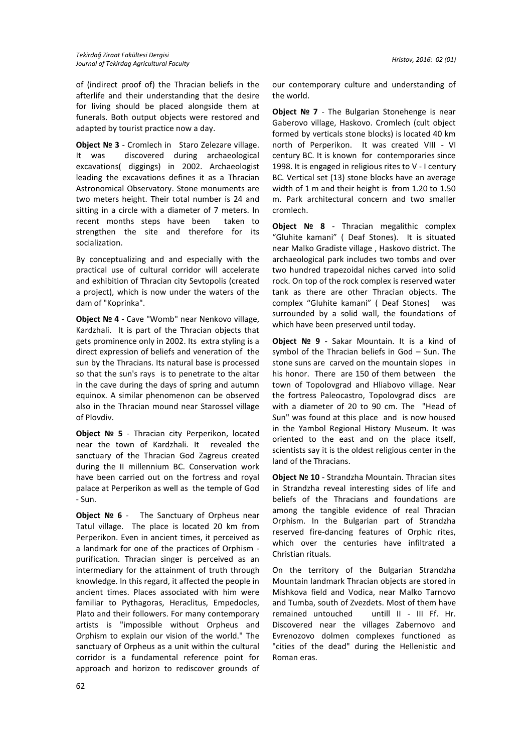of (indirect proof of) the Thracian beliefs in the afterlife and their understanding that the desire for living should be placed alongside them at funerals. Both output objects were restored and adapted by tourist practice now a day.

**Object № 3** - Cromlech in Staro Zelezare village. It was discovered during archaeological excavations( diggings) in 2002. Archaeologist leading the excavations defines it as a Thracian Astronomical Observatory. Stone monuments are two meters height. Their total number is 24 and sitting in a circle with a diameter of 7 meters. In recent months steps have been taken to strengthen the site and therefore for its socialization.

By conceptualizing and and especially with the practical use of cultural corridor will accelerate and exhibition of Thracian city Sevtopolis (created a project), which is now under the waters of the dam of "Koprinka".

**Object № 4** - Cave "Womb" near Nenkovo village, Kardzhali. It is part of the Thracian objects that gets prominence only in 2002. Its extra styling is a direct expression of beliefs and veneration of the sun by the Thracians. Its natural base is processed so that the sun's rays is to penetrate to the altar in the cave during the days of spring and autumn equinox. A similar phenomenon can be observed also in the Thracian mound near Starossel village of Plovdiv.

**Object № 5** - Thracian city Perperikon, located near the town of Kardzhali. It revealed the sanctuary of the Thracian God Zagreus created during the II millennium BC. Conservation work have been carried out on the fortress and royal palace at Perperikon as well as the temple of God - Sun.

**Object № 6** - The Sanctuary of Orpheus near Tatul village. The place is located 20 km from Perperikon. Even in ancient times, it perceived as a landmark for one of the practices of Orphism - purification. Thracian singer is perceived as an intermediary for the attainment of truth through knowledge. In this regard, it affected the people in ancient times. Places associated with him were familiar to Pythagoras, Heraclitus, Empedocles, Plato and their followers. For many contemporary artists is "impossible without Orpheus and Orphism to explain our vision of the world." The sanctuary of Orpheus as a unit within the cultural corridor is a fundamental reference point for approach and horizon to rediscover grounds of our contemporary culture and understanding of the world.

**Object № 7** - The Bulgarian Stonehenge is near Gaberovo village, Haskovo. Cromlech (cult object formed by verticals stone blocks) is located 40 km north of Perperikon. It was created VIII - VI century BC. It is known for contemporaries since 1998. It is engaged in religious rites to V - I century BC. Vertical set (13) stone blocks have an average width of 1 m and their height is from 1.20 to 1.50 m. Park architectural concern and two smaller cromlech.

**Object № 8** - Thracian megalithic complex "Gluhite kamani" ( Deaf Stones). It is situated near Malko Gradiste village , Haskovo district. The archaeological park includes two tombs and over two hundred trapezoidal niches carved into solid rock. On top of the rock complex is reserved water tank as there are other Thracian objects. The complex "Gluhite kamani" ( Deaf Stones) was surrounded by a solid wall, the foundations of which have been preserved until today.

**Object № 9** - Sakar Mountain. It is a kind of symbol of the Thracian beliefs in God – Sun. The stone suns are carved on the mountain slopes in his honor. There are 150 of them between the town of Topolovgrad and Hliabovo village. Near the fortress Paleocastro, Topolovgrad discs are with a diameter of 20 to 90 cm. The "Head of Sun" was found at this place and is now housed in the Yambol Regional History Museum. It was oriented to the east and on the place itself, scientists say it is the oldest religious center in the land of the Thracians.

**Object № 10** - Strandzha Mountain. Thracian sites in Strandzha reveal interesting sides of life and beliefs of the Thracians and foundations are among the tangible evidence of real Thracian Orphism. In the Bulgarian part of Strandzha reserved fire-dancing features of Orphic rites, which over the centuries have infiltrated a Christian rituals.

On the territory of the Bulgarian Strandzha Mountain landmark Thracian objects are stored in Mishkova field and Vodica, near Malko Tarnovo and Tumba, south of Zvezdets. Most of them have remained untouched untill II - III Ff. Hr. Discovered near the villages Zabernovo and Evrenozovo dolmen complexes functioned as "cities of the dead" during the Hellenistic and Roman eras.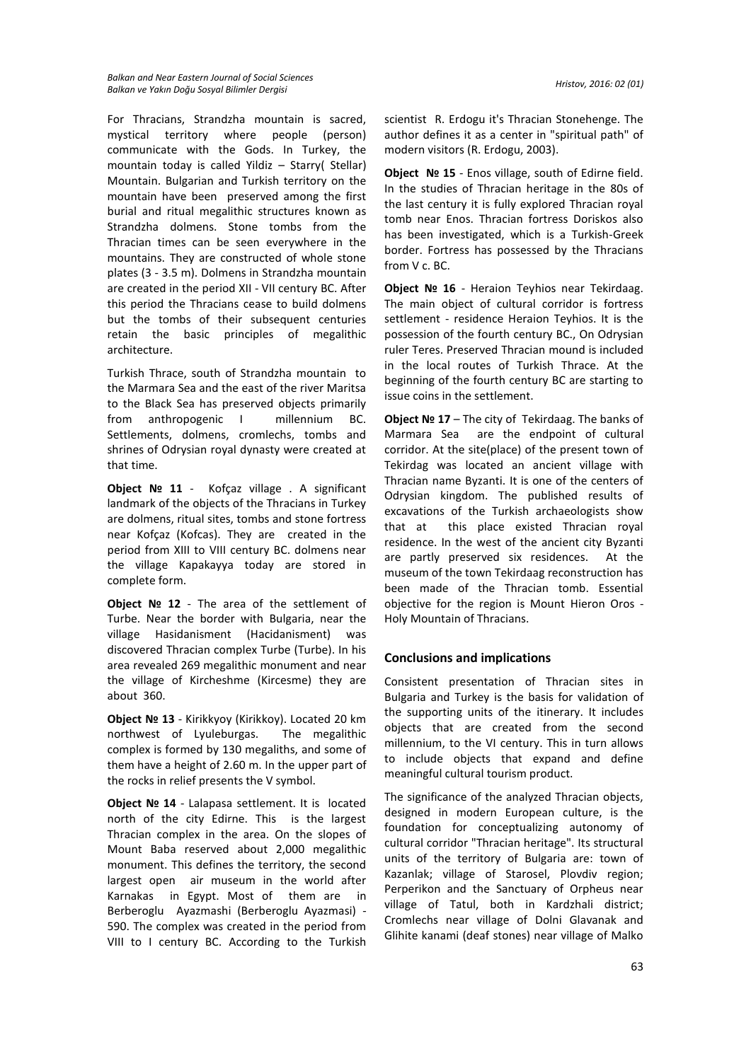For Thracians, Strandzha mountain is sacred, mystical territory where people (person) communicate with the Gods. In Turkey, the mountain today is called Yildiz – Starry( Stellar) Mountain. Bulgarian and Turkish territory on the mountain have been preserved among the first burial and ritual megalithic structures known as Strandzha dolmens. Stone tombs from the Thracian times can be seen everywhere in the mountains. They are constructed of whole stone plates (3 - 3.5 m). Dolmens in Strandzha mountain are created in the period XII - VII century BC. After this period the Thracians cease to build dolmens but the tombs of their subsequent centuries retain the basic principles of megalithic architecture.

Turkish Thrace, south of Strandzha mountain to the Marmara Sea and the east of the river Maritsa to the Black Sea has preserved objects primarily from anthropogenic I millennium BC. Settlements, dolmens, cromlechs, tombs and shrines of Odrysian royal dynasty were created at that time.

**Object № 11** - Kofçaz village . A significant landmark of the objects of the Thracians in Turkey are dolmens, ritual sites, tombs and stone fortress near Kofçaz (Kofcas). They are created in the period from XIII to VIII century BC. dolmens near the village Kapakayya today are stored in complete form.

**Object № 12** - The area of the settlement of Turbe. Near the border with Bulgaria, near the village Hasidanisment (Hacidanisment) was discovered Thracian complex Turbe (Turbe). In his area revealed 269 megalithic monument and near the village of Kircheshme (Kircesme) they are about 360.

**Object № 13** - Kirikkyoy (Kirikkoy). Located 20 km northwest of Lyuleburgas. The megalithic complex is formed by 130 megaliths, and some of them have a height of 2.60 m. In the upper part of the rocks in relief presents the V symbol.

**Object № 14** - Lalapasa settlement. It is located north of the city Edirne. This is the largest Thracian complex in the area. On the slopes of Mount Baba reserved about 2,000 megalithic monument. This defines the territory, the second largest open air museum in the world after Karnakas in Egypt. Most of them are in Berberoglu Ayazmashi (Berberoglu Ayazmasi) - 590. The complex was created in the period from VIII to I century BC. According to the Turkish scientist R. Erdogu it's Thracian Stonehenge. The author defines it as a center in "spiritual path" of modern visitors (R. Erdogu, 2003).

**Object № 15** - Enos village, south of Edirne field. In the studies of Thracian heritage in the 80s of the last century it is fully explored Thracian royal tomb near Enos. Thracian fortress Doriskos also has been investigated, which is a Turkish-Greek border. Fortress has possessed by the Thracians from V c. BC.

**Object № 16** - Heraion Teyhios near Tekirdaag. The main object of cultural corridor is fortress settlement - residence Heraion Teyhios. It is the possession of the fourth century BC., On Odrysian ruler Teres. Preserved Thracian mound is included in the local routes of Turkish Thrace. At the beginning of the fourth century BC are starting to issue coins in the settlement.

**Object № 17** – The city of Tekirdaag. The banks of Marmara Sea are the endpoint of cultural corridor. At the site(place) of the present town of Tekirdag was located an ancient village with Thracian name Byzanti. It is one of the centers of Odrysian kingdom. The published results of excavations of the Turkish archaeologists show that at this place existed Thracian royal residence. In the west of the ancient city Byzanti are partly preserved six residences. At the museum of the town Tekirdaag reconstruction has been made of the Thracian tomb. Essential objective for the region is Mount Hieron Oros - Holy Mountain of Thracians.

## Conclusions and implications

Consistent presentation of Thracian sites in Bulgaria and Turkey is the basis for validation of the supporting units of the itinerary. It includes objects that are created from the second millennium, to the VI century. This in turn allows to include objects that expand and define meaningful cultural tourism product.

The significance of the analyzed Thracian objects, designed in modern European culture, is the foundation for conceptualizing autonomy of cultural corridor "Thracian heritage". Its structural units of the territory of Bulgaria are: town of Kazanlak; village of Starosel, Plovdiv region; Perperikon and the Sanctuary of Orpheus near village of Tatul, both in Kardzhali district; Cromlechs near village of Dolni Glavanak and Glihite kanami (deaf stones) near village of Malko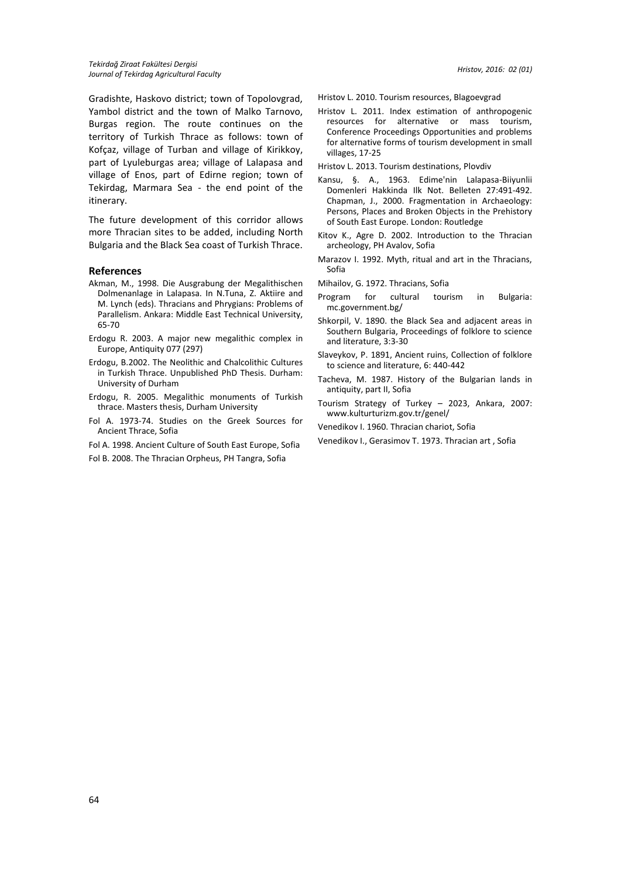Gradishte, Haskovo district; town of Topolovgrad, Yambol district and the town of Malko Tarnovo, Burgas region. The route continues on the territory of Turkish Thrace as follows: town of Kofçaz, village of Turban and village of Kirikkoy, part of Lyuleburgas area; village of Lalapasa and village of Enos, part of Edirne region; town of Tekirdag, Marmara Sea - the end point of the itinerary.

The future development of this corridor allows more Thracian sites to be added, including North Bulgaria and the Black Sea coast of Turkish Thrace.

## References

Akman, M., 1998. Die Ausgrabung der Megalithischen Dolmenanlage in Lalapasa. In N.Tuna, Z. Aktiire and M. Lynch (eds). Thracians and Phrygians: Problems of Parallelism. Ankara: Middle East Technical University, 65-70

Erdogu R. 2003. A major new megalithic complex in Europe, Antiquity 077 (297)

Erdogu, B.2002. The Neolithic and Chalcolithic Cultures in Turkish Thrace. Unpublished PhD Thesis. Durham: University of Durham

Erdogu, R. 2005. Megalithic monuments of Turkish thrace. Masters thesis, Durham University

Fol A. 1973-74. Studies on the Greek Sources for Ancient Thrace, Sofia

Fol A. 1998. Ancient Culture of South East Europe, Sofia

Fol B. 2008. The Thracian Orpheus, PH Tangra, Sofia

Hristov L. 2010. Tourism resources, Blagoevgrad

Hristov L. 2011. Index estimation of anthropogenic resources for alternative or mass tourism, Conference Proceedings Opportunities and problems for alternative forms of tourism development in small villages, 17-25

Hristov L. 2013. Tourism destinations, Plovdiv

Kansu, §. A., 1963. Edime'nin Lalapasa-Biiyunlii Domenleri Hakkinda Ilk Not. Belleten 27:491-492. Chapman, J., 2000. Fragmentation in Archaeology: Persons, Places and Broken Objects in the Prehistory of South East Europe. London: Routledge

Kitov K., Agre D. 2002. Introduction to the Thracian archeology, PH Avalov, Sofia

Marazov I. 1992. Myth, ritual and art in the Thracians, Sofia

Mihailov, G. 1972. Thracians, Sofia

Program for cultural tourism in Bulgaria: mc.government.bg/

Shkorpil, V. 1890. the Black Sea and adjacent areas in Southern Bulgaria, Proceedings of folklore to science and literature, 3:3-30

Slaveykov, P. 1891, Ancient ruins, Collection of folklore to science and literature, 6: 440-442

Tacheva, M. 1987. History of the Bulgarian lands in antiquity, part II, Sofia

Tourism Strategy of Turkey – 2023, Ankara, 2007: www.kulturturizm.gov.tr/genel/

Venedikov I. 1960. Thracian chariot, Sofia

Venedikov I., Gerasimov T. 1973. Thracian art , Sofia